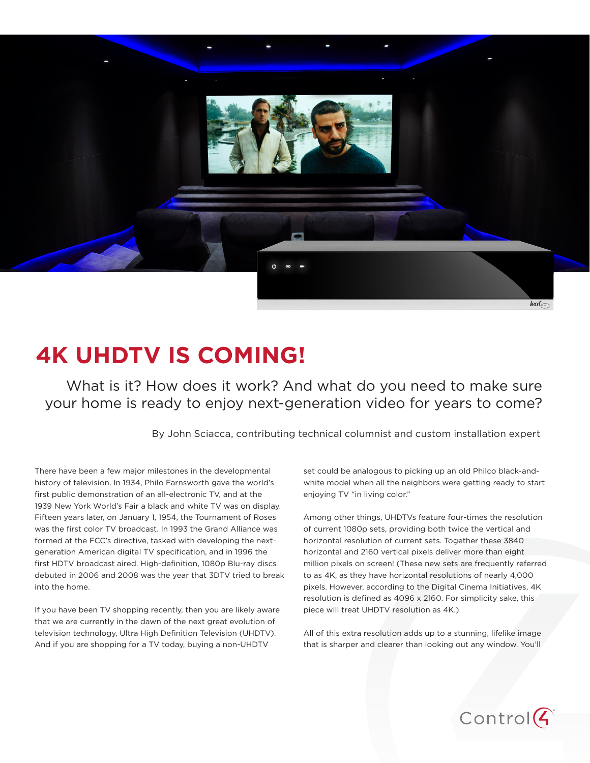# 4K UHDTV IS COMING!

## What is it? How does it work? And what do you need to make sure your home is ready to enjoy next-generation video for years to come?

By John Sciacca, contributing technical columnist and custom installation expert

There have been a few major milestones in the developmental history of television. In 1934, Philo Farnsworth gave the world's first public demonstration of an all-electronic TV, and at the 1939 New York World's Fair a black and white TV was on display. Fifteen years later, on January 1, 1954, the Tournament of Roses was the first color TV broadcast. In 1993 the Grand Alliance was formed at the FCC's directive, tasked with developing the next-generation American digital TV specification, and in 1996 the first HDTV broadcast aired. High-definition, 1080p Blu-ray discs debuted in 2006 and 2008 was the year that 3DTV tried to break into the home.

If you have been TV shopping recently, then you are likely aware that we are currently in the dawn of the next great evolution of television technology, Ultra High Definition Television (UHDTV). And if you are shopping for a TV today, buying a non-UHDTV set could be analogous to picking up an old Philco black-and-white model when all the neighbors were getting ready to start enjoying TV "in living color."

Among other things, UHDTVs feature four-times the resolution of current 1080p sets, providing both twice the vertical and horizontal resolution of current sets. Together these 3840 horizontal and 2160 vertical pixels deliver more than eight million pixels on screen! (These new sets are frequently referred to as 4K, as they have horizontal resolutions of nearly 4,000 pixels. However, according to the Digital Cinema Initiatives, 4K resolution is defined as 4096 x 2160. For simplicity sake, this piece will treat UHDTV resolution as 4K.)

All of this extra resolution adds up to a stunning, lifelike image that is sharper and clearer than looking out any window. You'll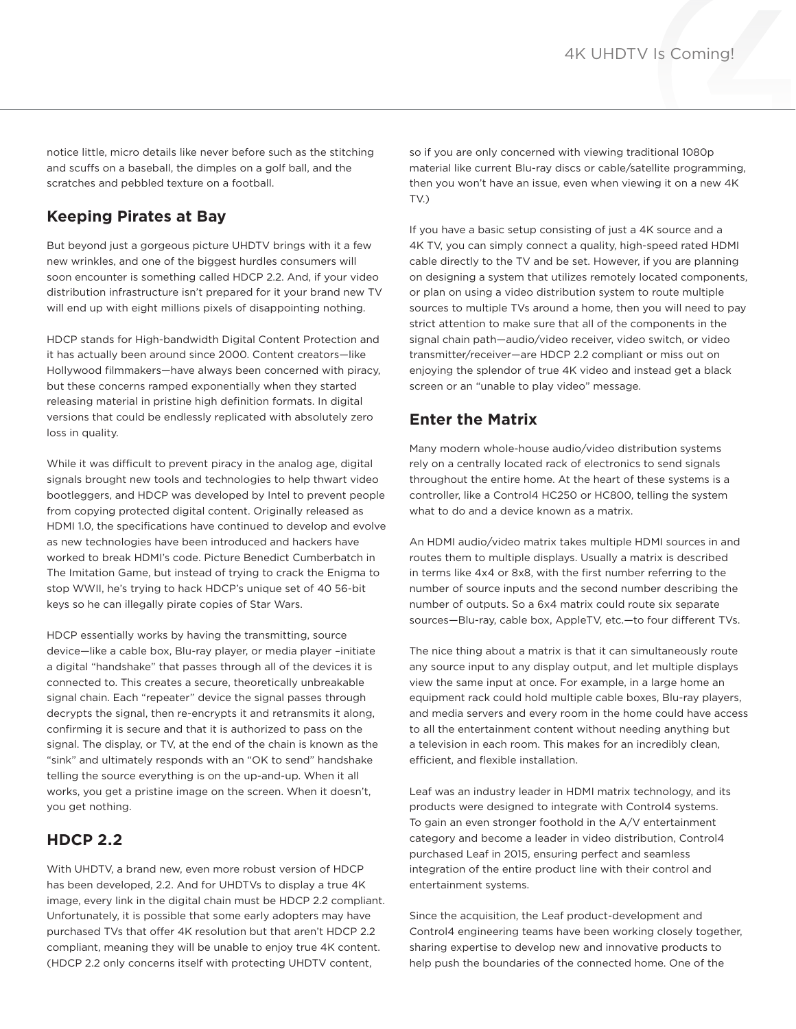notice little, micro details like never before such as the stitching and scuffs on a baseball, the dimples on a golf ball, and the scratches and pebbled texture on a football.

## Keeping Pirates at Bay

But beyond just a gorgeous picture UHDTV brings with it a few new wrinkles, and one of the biggest hurdles consumers will soon encounter is something called HDCP 2.2. And, if your video distribution infrastructure isn't prepared for it your brand new TV will end up with eight millions pixels of disappointing nothing.

HDCP stands for High-bandwidth Digital Content Protection and it has actually been around since 2000. Content creators—like Hollywood filmmakers—have always been concerned with piracy, but these concerns ramped exponentially when they started releasing material in pristine high definition formats. In digital versions that could be endlessly replicated with absolutely zero loss in quality.

While it was difficult to prevent piracy in the analog age, digital signals brought new tools and technologies to help thwart video bootleggers, and HDCP was developed by Intel to prevent people from copying protected digital content. Originally released as HDMI 1.0, the specifications have continued to develop and evolve as new technologies have been introduced and hackers have worked to break HDMI's code. Picture Benedict Cumberbatch in The Imitation Game, but instead of trying to crack the Enigma to stop WWII, he's trying to hack HDCP's unique set of 40 56-bit keys so he can illegally pirate copies of Star Wars.

HDCP essentially works by having the transmitting, source device—like a cable box, Blu-ray player, or media player –initiate a digital "handshake" that passes through all of the devices it is connected to. This creates a secure, theoretically unbreakable signal chain. Each "repeater" device the signal passes through decrypts the signal, then re-encrypts it and retransmits it along, confirming it is secure and that it is authorized to pass on the signal. The display, or TV, at the end of the chain is known as the "sink" and ultimately responds with an "OK to send" handshake telling the source everything is on the up-and-up. When it all works, you get a pristine image on the screen. When it doesn't, you get nothing.

## HDCP 2.2

With UHDTV, a brand new, even more robust version of HDCP has been developed, 2.2. And for UHDTVs to display a true 4K image, every link in the digital chain must be HDCP 2.2 compliant. Unfortunately, it is possible that some early adopters may have purchased TVs that offer 4K resolution but that aren't HDCP 2.2 compliant, meaning they will be unable to enjoy true 4K content. (HDCP 2.2 only concerns itself with protecting UHDTV content, so if you are only concerned with viewing traditional 1080p material like current Blu-ray discs or cable/satellite programming, then you won't have an issue, even when viewing it on a new 4K TV.)

If you have a basic setup consisting of just a 4K source and a 4K TV, you can simply connect a quality, high-speed rated HDMI cable directly to the TV and be set. However, if you are planning on designing a system that utilizes remotely located components, or plan on using a video distribution system to route multiple sources to multiple TVs around a home, then you will need to pay strict attention to make sure that all of the components in the signal chain path—audio/video receiver, video switch, or video transmitter/receiver—are HDCP 2.2 compliant or miss out on enjoying the splendor of true 4K video and instead get a black screen or an "unable to play video" message.

## Enter the Matrix

Many modern whole-house audio/video distribution systems rely on a centrally located rack of electronics to send signals throughout the entire home. At the heart of these systems is a controller, like a Control4 HC250 or HC800, telling the system what to do and a device known as a matrix.

An HDMI audio/video matrix takes multiple HDMI sources in and routes them to multiple displays. Usually a matrix is described in terms like 4x4 or 8x8, with the first number referring to the number of source inputs and the second number describing the number of outputs. So a 6x4 matrix could route six separate sources—Blu-ray, cable box, AppleTV, etc.—to four different TVs.

The nice thing about a matrix is that it can simultaneously route any source input to any display output, and let multiple displays view the same input at once. For example, in a large home an equipment rack could hold multiple cable boxes, Blu-ray players, and media servers and every room in the home could have access to all the entertainment content without needing anything but a television in each room. This makes for an incredibly clean, efficient, and flexible installation.

Leaf was an industry leader in HDMI matrix technology, and its products were designed to integrate with Control4 systems. To gain an even stronger foothold in the A/V entertainment category and become a leader in video distribution, Control4 purchased Leaf in 2015, ensuring perfect and seamless integration of the entire product line with their control and entertainment systems.

Since the acquisition, the Leaf product-development and Control4 engineering teams have been working closely together, sharing expertise to develop new and innovative products to help push the boundaries of the connected home. One of the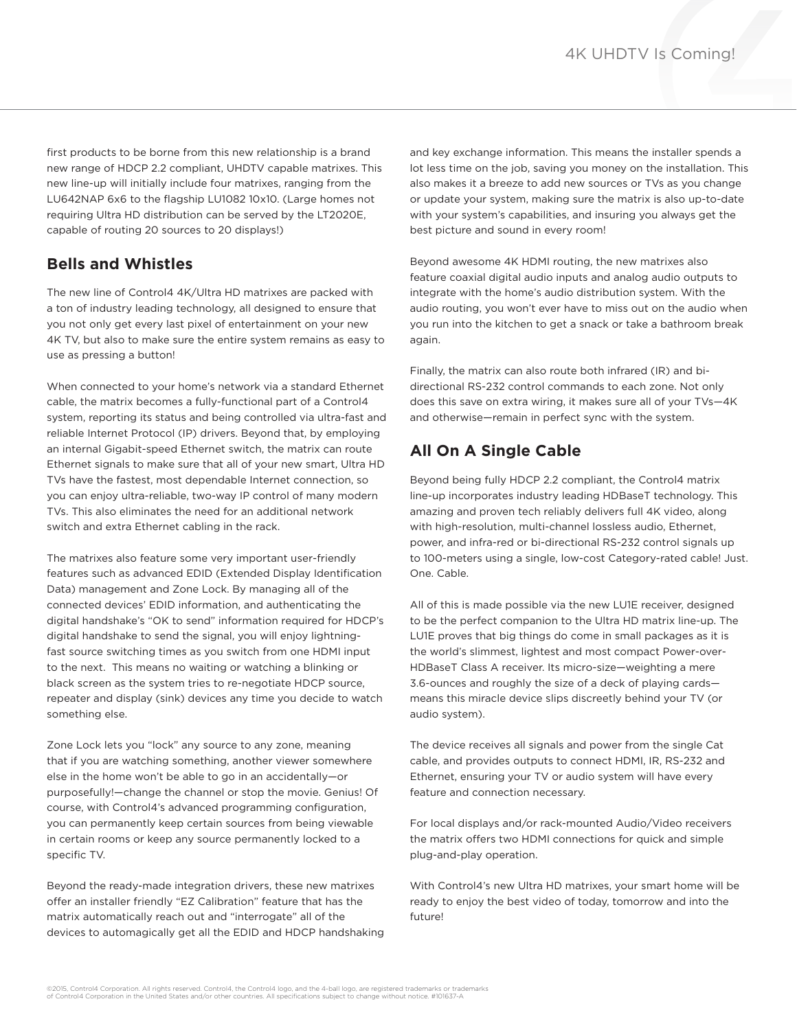first products to be borne from this new relationship is a brand new range of HDCP 2.2 compliant, UHDTV capable matrixes. This new line-up will initially include four matrixes, ranging from the LU642NAP 6x6 to the flagship LU1082 10x10. (Large homes not requiring Ultra HD distribution can be served by the LT2020E, capable of routing 20 sources to 20 displays!)

## Bells and Whistles

The new line of Control4 4K/Ultra HD matrixes are packed with a ton of industry leading technology, all designed to ensure that you not only get every last pixel of entertainment on your new 4K TV, but also to make sure the entire system remains as easy to use as pressing a button!

When connected to your home's network via a standard Ethernet cable, the matrix becomes a fully-functional part of a Control4 system, reporting its status and being controlled via ultra-fast and reliable Internet Protocol (IP) drivers. Beyond that, by employing an internal Gigabit-speed Ethernet switch, the matrix can route Ethernet signals to make sure that all of your new smart, Ultra HD TVs have the fastest, most dependable Internet connection, so you can enjoy ultra-reliable, two-way IP control of many modern TVs. This also eliminates the need for an additional network switch and extra Ethernet cabling in the rack.

The matrixes also feature some very important user-friendly features such as advanced EDID (Extended Display Identification Data) management and Zone Lock. By managing all of the connected devices' EDID information, and authenticating the digital handshake's "OK to send" information required for HDCP's digital handshake to send the signal, you will enjoy lightning-fast source switching times as you switch from one HDMI input to the next. This means no waiting or watching a blinking or black screen as the system tries to re-negotiate HDCP source, repeater and display (sink) devices any time you decide to watch something else.

Zone Lock lets you "lock" any source to any zone, meaning that if you are watching something, another viewer somewhere else in the home won't be able to go in an accidentally—or purposefully!—change the channel or stop the movie. Genius! Of course, with Control4's advanced programming configuration, you can permanently keep certain sources from being viewable in certain rooms or keep any source permanently locked to a specific TV.

Beyond the ready-made integration drivers, these new matrixes offer an installer friendly "EZ Calibration" feature that has the matrix automatically reach out and "interrogate" all of the devices to automagically get all the EDID and HDCP handshaking and key exchange information. This means the installer spends a lot less time on the job, saving you money on the installation. This also makes it a breeze to add new sources or TVs as you change or update your system, making sure the matrix is also up-to-date with your system's capabilities, and insuring you always get the best picture and sound in every room!

Beyond awesome 4K HDMI routing, the new matrixes also feature coaxial digital audio inputs and analog audio outputs to integrate with the home's audio distribution system. With the audio routing, you won't ever have to miss out on the audio when you run into the kitchen to get a snack or take a bathroom break again.

Finally, the matrix can also route both infrared (IR) and bi-directional RS-232 control commands to each zone. Not only does this save on extra wiring, it makes sure all of your TVs—4K and otherwise—remain in perfect sync with the system.

## All On A Single Cable

Beyond being fully HDCP 2.2 compliant, the Control4 matrix line-up incorporates industry leading HDBaseT technology. This amazing and proven tech reliably delivers full 4K video, along with high-resolution, multi-channel lossless audio, Ethernet, power, and infra-red or bi-directional RS-232 control signals up to 100-meters using a single, low-cost Category-rated cable! Just. One. Cable.

All of this is made possible via the new LU1E receiver, designed to be the perfect companion to the Ultra HD matrix line-up. The LU1E proves that big things do come in small packages as it is the world's slimmest, lightest and most compact Power-over-HDBaseT Class A receiver. Its micro-size—weighting a mere 3.6-ounces and roughly the size of a deck of playing cards—means this miracle device slips discreetly behind your TV (or audio system).

The device receives all signals and power from the single Cat cable, and provides outputs to connect HDMI, IR, RS-232 and Ethernet, ensuring your TV or audio system will have every feature and connection necessary.

For local displays and/or rack-mounted Audio/Video receivers the matrix offers two HDMI connections for quick and simple plug-and-play operation.

With Control4's new Ultra HD matrixes, your smart home will be ready to enjoy the best video of today, tomorrow and into the future!

©2015. Control4 Corporation. All rights reserved. Control4, the Control4 logo, and the 4-ball logo, are registered trademarks or trademarks of Control4 Corporation in the United States and/or other countries. All specifications subject to change without notice. #101637-A